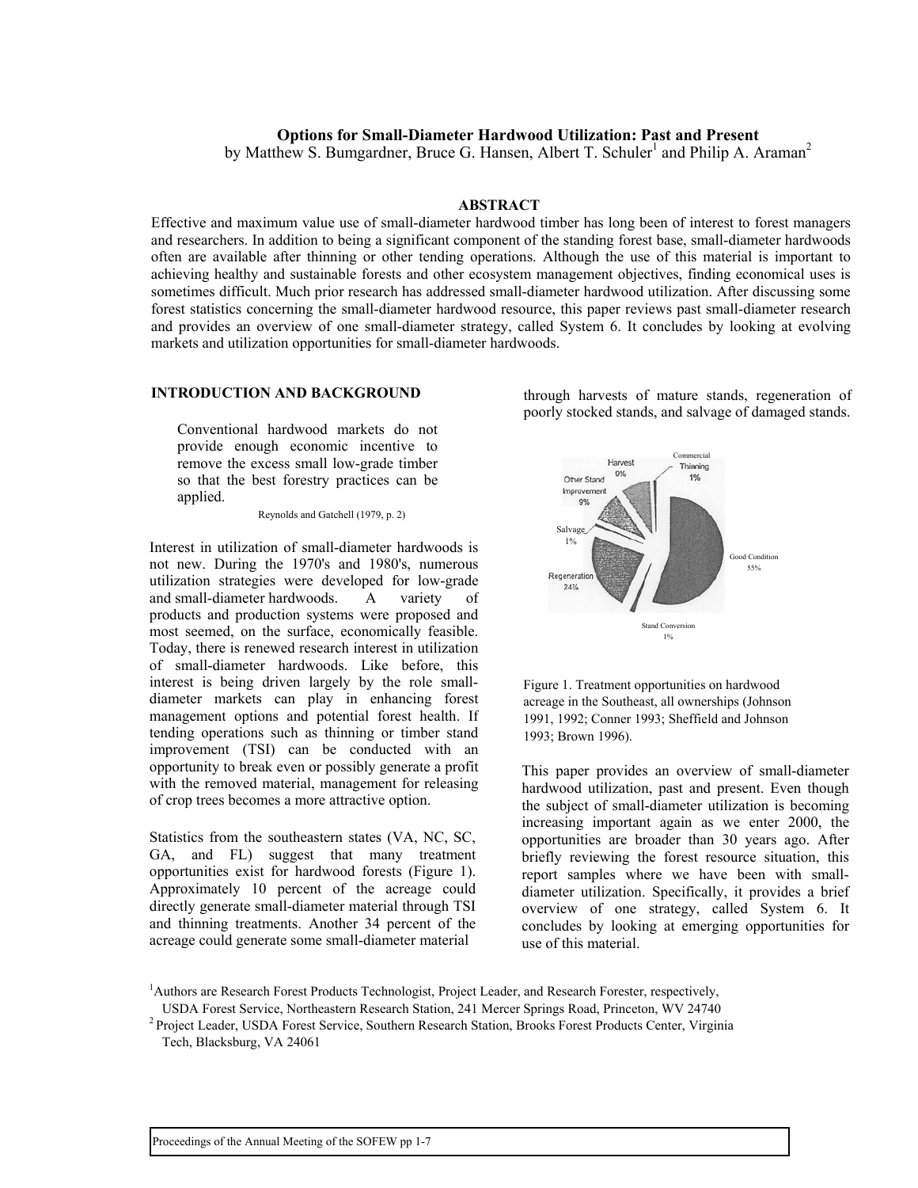# Options for Small-Diameter Hardwood Utilization: Past and Present

by Matthew S. Bumgardner, Bruce G. Hansen, Albert T. Schuler[1] and Philip A. Araman[2]

## ABSTRACT

Effective and maximum value use of small-diameter hardwood timber has long been of interest to forest managers and researchers. In addition to being a significant component of the standing forest base, small-diameter hardwoods often are available after thinning or other tending operations. Although the use of this material is important to achieving healthy and sustainable forests and other ecosystem management objectives, finding economical uses is sometimes difficult. Much prior research has addressed small-diameter hardwood utilization. After discussing some forest statistics concerning the small-diameter hardwood resource, this paper reviews past small-diameter research and provides an overview of one small-diameter strategy, called System 6. It concludes by looking at evolving markets and utilization opportunities for small-diameter hardwoods.

## INTRODUCTION AND BACKGROUND

> Conventional hardwood markets do not provide enough economic incentive to remove the excess small low-grade timber so that the best forestry practices can be applied.
>
> Reynolds and Gatchell (1979, p. 2)

Interest in utilization of small-diameter hardwoods is not new. During the 1970's and 1980's, numerous utilization strategies were developed for low-grade and small-diameter hardwoods. A variety of products and production systems were proposed and most seemed, on the surface, economically feasible. Today, there is renewed research interest in utilization of small-diameter hardwoods. Like before, this interest is being driven largely by the role small-diameter markets can play in enhancing forest management options and potential forest health. If tending operations such as thinning or timber stand improvement (TSI) can be conducted with an opportunity to break even or possibly generate a profit with the removed material, management for releasing of crop trees becomes a more attractive option.

Statistics from the southeastern states (VA, NC, SC, GA, and FL) suggest that many treatment opportunities exist for hardwood forests (Figure 1). Approximately 10 percent of the acreage could directly generate small-diameter material through TSI and thinning treatments. Another 34 percent of the acreage could generate some small-diameter material through harvests of mature stands, regeneration of poorly stocked stands, and salvage of damaged stands.

Figure 1. Treatment opportunities on hardwood acreage in the Southeast, all ownerships (Johnson 1991, 1992; Conner 1993; Sheffield and Johnson 1993; Brown 1996).

This paper provides an overview of small-diameter hardwood utilization, past and present. Even though the subject of small-diameter utilization is becoming increasing important again as we enter 2000, the opportunities are broader than 30 years ago. After briefly reviewing the forest resource situation, this report samples where we have been with small-diameter utilization. Specifically, it provides a brief overview of one strategy, called System 6. It concludes by looking at emerging opportunities for use of this material.

[1]Authors are Research Forest Products Technologist, Project Leader, and Research Forester, respectively, USDA Forest Service, Northeastern Research Station, 241 Mercer Springs Road, Princeton, WV 24740

[2] Project Leader, USDA Forest Service, Southern Research Station, Brooks Forest Products Center, Virginia Tech, Blacksburg, VA 24061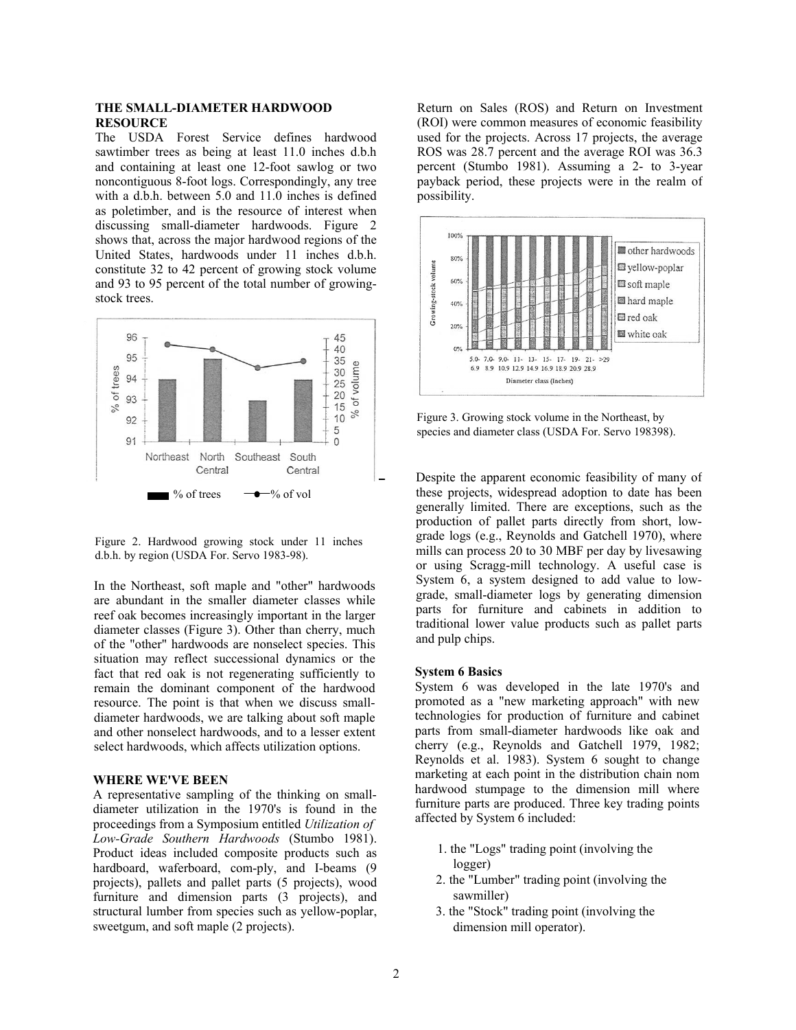### THE SMALL-DIAMETER HARDWOOD RESOURCE

The USDA Forest Service defines hardwood sawtimber trees as being at least 11.0 inches d.b.h and containing at least one 12-foot sawlog or two noncontiguous 8-foot logs. Correspondingly, any tree with a d.b.h. between 5.0 and 11.0 inches is defined as poletimber, and is the resource of interest when discussing small-diameter hardwoods. Figure 2 shows that, across the major hardwood regions of the United States, hardwoods under 11 inches d.b.h. constitute 32 to 42 percent of growing stock volume and 93 to 95 percent of the total number of growing-stock trees.

Figure 2. Hardwood growing stock under 11 inches d.b.h. by region (USDA For. Servo 1983-98).

In the Northeast, soft maple and "other" hardwoods are abundant in the smaller diameter classes while reef oak becomes increasingly important in the larger diameter classes (Figure 3). Other than cherry, much of the "other" hardwoods are nonselect species. This situation may reflect successional dynamics or the fact that red oak is not regenerating sufficiently to remain the dominant component of the hardwood resource. The point is that when we discuss small-diameter hardwoods, we are talking about soft maple and other nonselect hardwoods, and to a lesser extent select hardwoods, which affects utilization options.

### WHERE WE'VE BEEN

A representative sampling of the thinking on small-diameter utilization in the 1970's is found in the proceedings from a Symposium entitled *Utilization of Low-Grade Southern Hardwoods* (Stumbo 1981). Product ideas included composite products such as hardboard, waferboard, com-ply, and I-beams (9 projects), pallets and pallet parts (5 projects), wood furniture and dimension parts (3 projects), and structural lumber from species such as yellow-poplar, sweetgum, and soft maple (2 projects).

Return on Sales (ROS) and Return on Investment (ROI) were common measures of economic feasibility used for the projects. Across 17 projects, the average ROS was 28.7 percent and the average ROI was 36.3 percent (Stumbo 1981). Assuming a 2- to 3-year payback period, these projects were in the realm of possibility.

Figure 3. Growing stock volume in the Northeast, by species and diameter class (USDA For. Servo 198398).

Despite the apparent economic feasibility of many of these projects, widespread adoption to date has been generally limited. There are exceptions, such as the production of pallet parts directly from short, low-grade logs (e.g., Reynolds and Gatchell 1970), where mills can process 20 to 30 MBF per day by livesawing or using Scragg-mill technology. A useful case is System 6, a system designed to add value to low-grade, small-diameter logs by generating dimension parts for furniture and cabinets in addition to traditional lower value products such as pallet parts and pulp chips.

#### System 6 Basics

System 6 was developed in the late 1970's and promoted as a "new marketing approach" with new technologies for production of furniture and cabinet parts from small-diameter hardwoods like oak and cherry (e.g., Reynolds and Gatchell 1979, 1982; Reynolds et al. 1983). System 6 sought to change marketing at each point in the distribution chain nom hardwood stumpage to the dimension mill where furniture parts are produced. Three key trading points affected by System 6 included:

1. the "Logs" trading point (involving the logger)
2. the "Lumber" trading point (involving the sawmiller)
3. the "Stock" trading point (involving the dimension mill operator).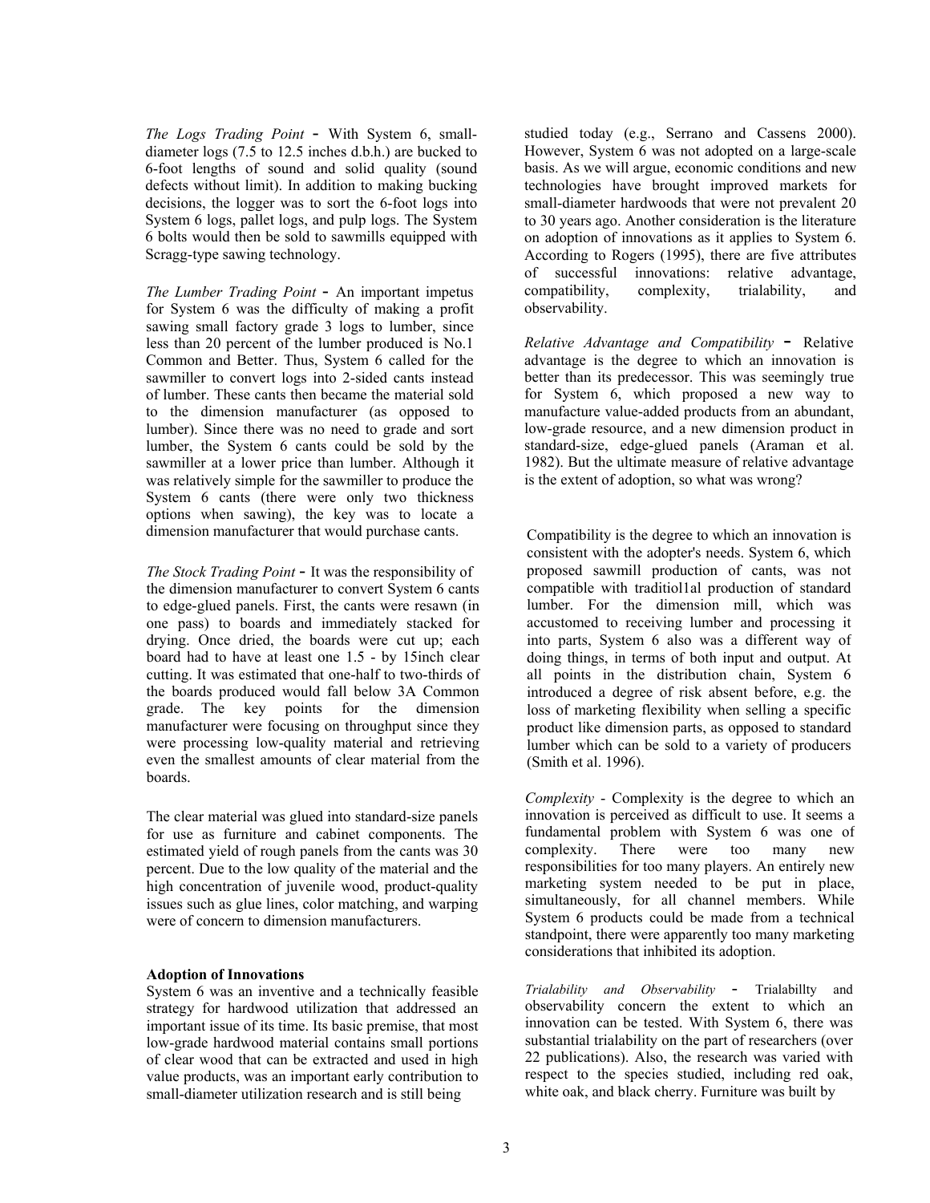*The Logs Trading Point* - With System 6, small-diameter logs (7.5 to 12.5 inches d.b.h.) are bucked to 6-foot lengths of sound and solid quality (sound defects without limit). In addition to making bucking decisions, the logger was to sort the 6-foot logs into System 6 logs, pallet logs, and pulp logs. The System 6 bolts would then be sold to sawmills equipped with Scragg-type sawing technology.

*The Lumber Trading Point* - An important impetus for System 6 was the difficulty of making a profit sawing small factory grade 3 logs to lumber, since less than 20 percent of the lumber produced is No.1 Common and Better. Thus, System 6 called for the sawmiller to convert logs into 2-sided cants instead of lumber. These cants then became the material sold to the dimension manufacturer (as opposed to lumber). Since there was no need to grade and sort lumber, the System 6 cants could be sold by the sawmiller at a lower price than lumber. Although it was relatively simple for the sawmiller to produce the System 6 cants (there were only two thickness options when sawing), the key was to locate a dimension manufacturer that would purchase cants.

*The Stock Trading Point* - It was the responsibility of the dimension manufacturer to convert System 6 cants to edge-glued panels. First, the cants were resawn (in one pass) to boards and immediately stacked for drying. Once dried, the boards were cut up; each board had to have at least one 1.5 - by 15inch clear cutting. It was estimated that one-half to two-thirds of the boards produced would fall below 3A Common grade. The key points for the dimension manufacturer were focusing on throughput since they were processing low-quality material and retrieving even the smallest amounts of clear material from the boards.

The clear material was glued into standard-size panels for use as furniture and cabinet components. The estimated yield of rough panels from the cants was 30 percent. Due to the low quality of the material and the high concentration of juvenile wood, product-quality issues such as glue lines, color matching, and warping were of concern to dimension manufacturers.

**Adoption of Innovations**

System 6 was an inventive and a technically feasible strategy for hardwood utilization that addressed an important issue of its time. Its basic premise, that most low-grade hardwood material contains small portions of clear wood that can be extracted and used in high value products, was an important early contribution to small-diameter utilization research and is still being studied today (e.g., Serrano and Cassens 2000). However, System 6 was not adopted on a large-scale basis. As we will argue, economic conditions and new technologies have brought improved markets for small-diameter hardwoods that were not prevalent 20 to 30 years ago. Another consideration is the literature on adoption of innovations as it applies to System 6. According to Rogers (1995), there are five attributes of successful innovations: relative advantage, compatibility, complexity, trialability, and observability.

*Relative Advantage and Compatibility* - Relative advantage is the degree to which an innovation is better than its predecessor. This was seemingly true for System 6, which proposed a new way to manufacture value-added products from an abundant, low-grade resource, and a new dimension product in standard-size, edge-glued panels (Araman et al. 1982). But the ultimate measure of relative advantage is the extent of adoption, so what was wrong?

Compatibility is the degree to which an innovation is consistent with the adopter's needs. System 6, which proposed sawmill production of cants, was not compatible with traditiol1al production of standard lumber. For the dimension mill, which was accustomed to receiving lumber and processing it into parts, System 6 also was a different way of doing things, in terms of both input and output. At all points in the distribution chain, System 6 introduced a degree of risk absent before, e.g. the loss of marketing flexibility when selling a specific product like dimension parts, as opposed to standard lumber which can be sold to a variety of producers (Smith et al. 1996).

*Complexity* - Complexity is the degree to which an innovation is perceived as difficult to use. It seems a fundamental problem with System 6 was one of complexity. There were too many new responsibilities for too many players. An entirely new marketing system needed to be put in place, simultaneously, for all channel members. While System 6 products could be made from a technical standpoint, there were apparently too many marketing considerations that inhibited its adoption.

*Trialability and Observability* - Trialabillty and observability concern the extent to which an innovation can be tested. With System 6, there was substantial trialability on the part of researchers (over 22 publications). Also, the research was varied with respect to the species studied, including red oak, white oak, and black cherry. Furniture was built by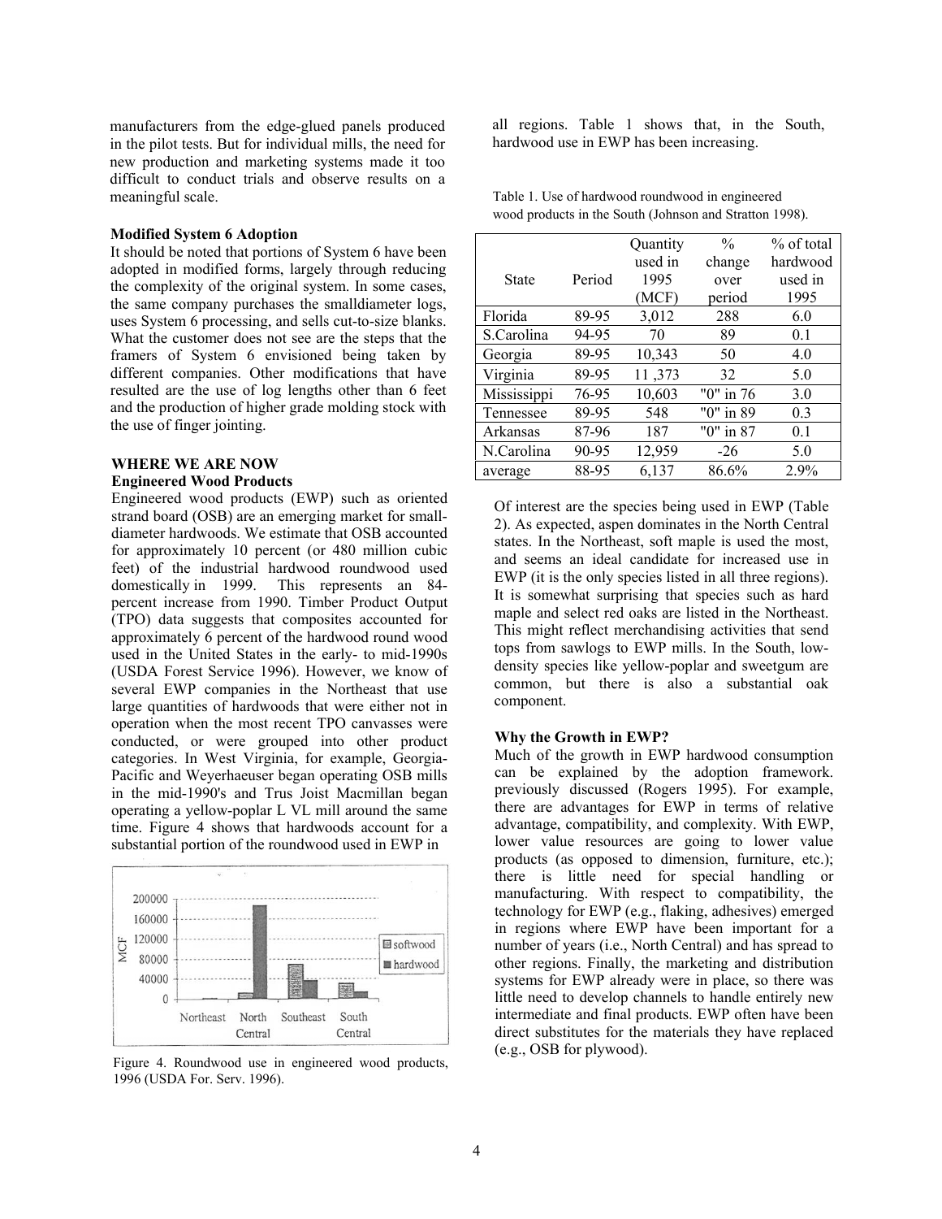manufacturers from the edge-glued panels produced in the pilot tests. But for individual mills, the need for new production and marketing systems made it too difficult to conduct trials and observe results on a meaningful scale.

**Modified System 6 Adoption**

It should be noted that portions of System 6 have been adopted in modified forms, largely through reducing the complexity of the original system. In some cases, the same company purchases the smalldiameter logs, uses System 6 processing, and sells cut-to-size blanks. What the customer does not see are the steps that the framers of System 6 envisioned being taken by different companies. Other modifications that have resulted are the use of log lengths other than 6 feet and the production of higher grade molding stock with the use of finger jointing.

**WHERE WE ARE NOW**

**Engineered Wood Products**

Engineered wood products (EWP) such as oriented strand board (OSB) are an emerging market for small-diameter hardwoods. We estimate that OSB accounted for approximately 10 percent (or 480 million cubic feet) of the industrial hardwood roundwood used domestically in 1999. This represents an 84-percent increase from 1990. Timber Product Output (TPO) data suggests that composites accounted for approximately 6 percent of the hardwood round wood used in the United States in the early- to mid-1990s (USDA Forest Service 1996). However, we know of several EWP companies in the Northeast that use large quantities of hardwoods that were either not in operation when the most recent TPO canvasses were conducted, or were grouped into other product categories. In West Virginia, for example, Georgia-Pacific and Weyerhaeuser began operating OSB mills in the mid-1990's and Trus Joist Macmillan began operating a yellow-poplar L VL mill around the same time. Figure 4 shows that hardwoods account for a substantial portion of the roundwood used in EWP in all regions. Table 1 shows that, in the South, hardwood use in EWP has been increasing.

Figure 4. Roundwood use in engineered wood products, 1996 (USDA For. Serv. 1996).

Table 1. Use of hardwood roundwood in engineered wood products in the South (Johnson and Stratton 1998).

| State | Period | Quantity used in 1995 (MCF) | % change over period | % of total hardwood used in 1995 |
|---|---|---|---|---|
| Florida | 89-95 | 3,012 | 288 | 6.0 |
| S.Carolina | 94-95 | 70 | 89 | 0.1 |
| Georgia | 89-95 | 10,343 | 50 | 4.0 |
| Virginia | 89-95 | 11 ,373 | 32 | 5.0 |
| Mississippi | 76-95 | 10,603 | "0" in 76 | 3.0 |
| Tennessee | 89-95 | 548 | "0" in 89 | 0.3 |
| Arkansas | 87-96 | 187 | "0" in 87 | 0.1 |
| N.Carolina | 90-95 | 12,959 | -26 | 5.0 |
| average | 88-95 | 6,137 | 86.6% | 2.9% |

Of interest are the species being used in EWP (Table 2). As expected, aspen dominates in the North Central states. In the Northeast, soft maple is used the most, and seems an ideal candidate for increased use in EWP (it is the only species listed in all three regions). It is somewhat surprising that species such as hard maple and select red oaks are listed in the Northeast. This might reflect merchandising activities that send tops from sawlogs to EWP mills. In the South, low-density species like yellow-poplar and sweetgum are common, but there is also a substantial oak component.

**Why the Growth in EWP?**

Much of the growth in EWP hardwood consumption can be explained by the adoption framework. previously discussed (Rogers 1995). For example, there are advantages for EWP in terms of relative advantage, compatibility, and complexity. With EWP, lower value resources are going to lower value products (as opposed to dimension, furniture, etc.); there is little need for special handling or manufacturing. With respect to compatibility, the technology for EWP (e.g., flaking, adhesives) emerged in regions where EWP have been important for a number of years (i.e., North Central) and has spread to other regions. Finally, the marketing and distribution systems for EWP already were in place, so there was little need to develop channels to handle entirely new intermediate and final products. EWP often have been direct substitutes for the materials they have replaced (e.g., OSB for plywood).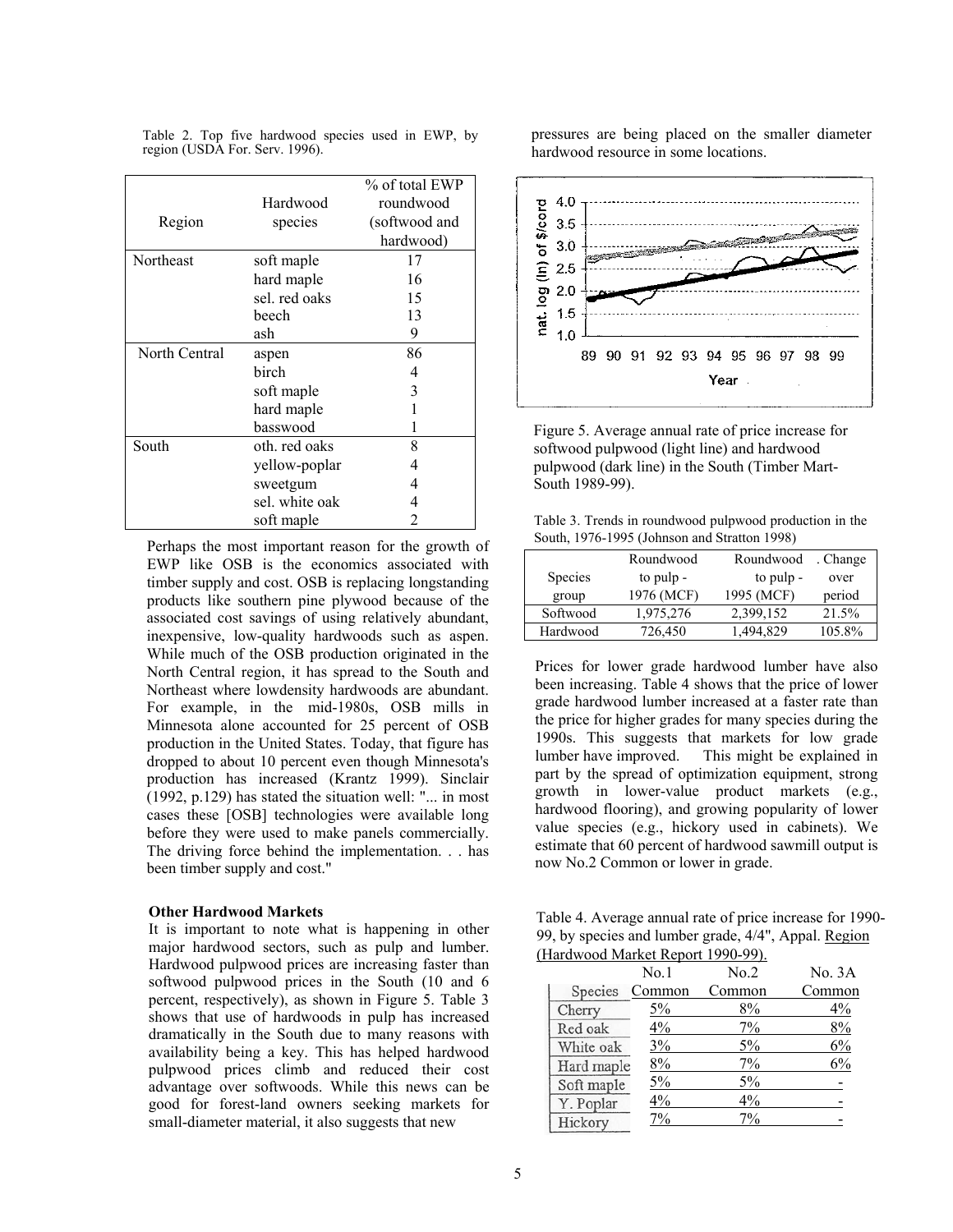Table 2. Top five hardwood species used in EWP, by region (USDA For. Serv. 1996).

| Region | Hardwood species | % of total EWP roundwood (softwood and hardwood) |
| --- | --- | --- |
| Northeast | soft maple | 17 |
| | hard maple | 16 |
| | sel. red oaks | 15 |
| | beech | 13 |
| | ash | 9 |
| North Central | aspen | 86 |
| | birch | 4 |
| | soft maple | 3 |
| | hard maple | 1 |
| | basswood | 1 |
| South | oth. red oaks | 8 |
| | yellow-poplar | 4 |
| | sweetgum | 4 |
| | sel. white oak | 4 |
| | soft maple | 2 |

Perhaps the most important reason for the growth of EWP like OSB is the economics associated with timber supply and cost. OSB is replacing longstanding products like southern pine plywood because of the associated cost savings of using relatively abundant, inexpensive, low-quality hardwoods such as aspen. While much of the OSB production originated in the North Central region, it has spread to the South and Northeast where lowdensity hardwoods are abundant. For example, in the mid-1980s, OSB mills in Minnesota alone accounted for 25 percent of OSB production in the United States. Today, that figure has dropped to about 10 percent even though Minnesota's production has increased (Krantz 1999). Sinclair (1992, p.129) has stated the situation well: "... in most cases these [OSB] technologies were available long before they were used to make panels commercially. The driving force behind the implementation. . . has been timber supply and cost."

**Other Hardwood Markets**

It is important to note what is happening in other major hardwood sectors, such as pulp and lumber. Hardwood pulpwood prices are increasing faster than softwood pulpwood prices in the South (10 and 6 percent, respectively), as shown in Figure 5. Table 3 shows that use of hardwoods in pulp has increased dramatically in the South due to many reasons with availability being a key. This has helped hardwood pulpwood prices climb and reduced their cost advantage over softwoods. While this news can be good for forest-land owners seeking markets for small-diameter material, it also suggests that new pressures are being placed on the smaller diameter hardwood resource in some locations.

Figure 5. Average annual rate of price increase for softwood pulpwood (light line) and hardwood pulpwood (dark line) in the South (Timber Mart-South 1989-99).

Table 3. Trends in roundwood pulpwood production in the South, 1976-1995 (Johnson and Stratton 1998)

| Species group | Roundwood to pulp - 1976 (MCF) | Roundwood to pulp - 1995 (MCF) | . Change over period |
| --- | --- | --- | --- |
| Softwood | 1,975,276 | 2,399,152 | 21.5% |
| Hardwood | 726,450 | 1,494,829 | 105.8% |

Prices for lower grade hardwood lumber have also been increasing. Table 4 shows that the price of lower grade hardwood lumber increased at a faster rate than the price for higher grades for many species during the 1990s. This suggests that markets for low grade lumber have improved. This might be explained in part by the spread of optimization equipment, strong growth in lower-value product markets (e.g., hardwood flooring), and growing popularity of lower value species (e.g., hickory used in cabinets). We estimate that 60 percent of hardwood sawmill output is now No.2 Common or lower in grade.

Table 4. Average annual rate of price increase for 1990-99, by species and lumber grade, 4/4", Appal. Region (Hardwood Market Report 1990-99).

| Species | No.1 Common | No.2 Common | No. 3A Common |
| --- | --- | --- | --- |
| Cherry | 5% | 8% | 4% |
| Red oak | 4% | 7% | 8% |
| White oak | 3% | 5% | 6% |
| Hard maple | 8% | 7% | 6% |
| Soft maple | 5% | 5% | - |
| Y. Poplar | 4% | 4% | - |
| Hickory | 7% | 7% | - |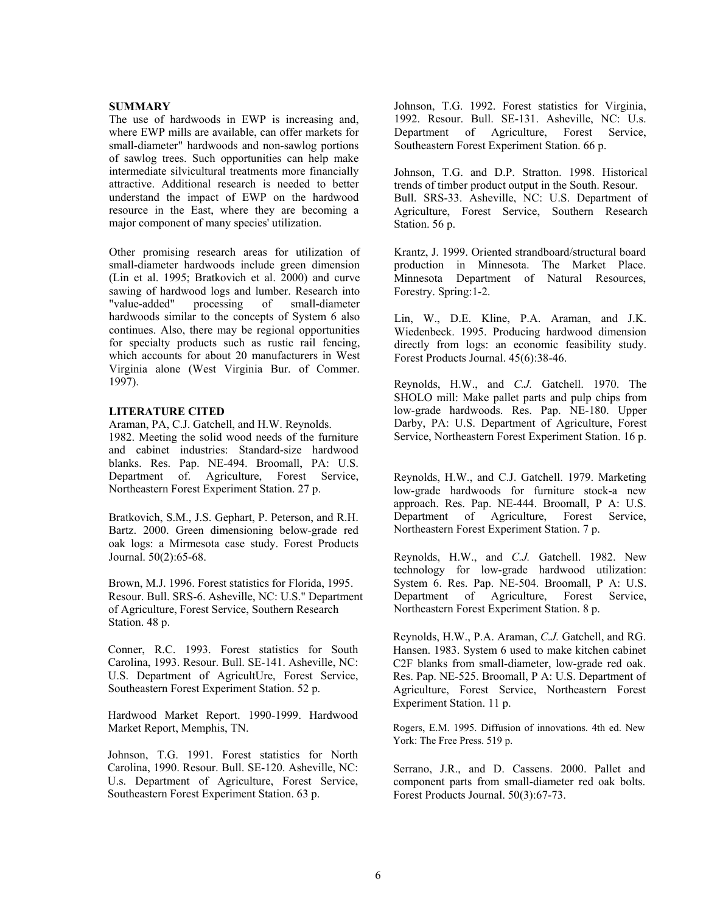## SUMMARY

The use of hardwoods in EWP is increasing and, where EWP mills are available, can offer markets for small-diameter" hardwoods and non-sawlog portions of sawlog trees. Such opportunities can help make intermediate silvicultural treatments more financially attractive. Additional research is needed to better understand the impact of EWP on the hardwood resource in the East, where they are becoming a major component of many species' utilization.

Other promising research areas for utilization of small-diameter hardwoods include green dimension (Lin et al. 1995; Bratkovich et al. 2000) and curve sawing of hardwood logs and lumber. Research into "value-added" processing of small-diameter hardwoods similar to the concepts of System 6 also continues. Also, there may be regional opportunities for specialty products such as rustic rail fencing, which accounts for about 20 manufacturers in West Virginia alone (West Virginia Bur. of Commer. 1997).

## LITERATURE CITED

Araman, PA, C.J. Gatchell, and H.W. Reynolds. 1982. Meeting the solid wood needs of the furniture and cabinet industries: Standard-size hardwood blanks. Res. Pap. NE-494. Broomall, PA: U.S. Department of. Agriculture, Forest Service, Northeastern Forest Experiment Station. 27 p.

Bratkovich, S.M., J.S. Gephart, P. Peterson, and R.H. Bartz. 2000. Green dimensioning below-grade red oak logs: a Mirmesota case study. Forest Products Journal. 50(2):65-68.

Brown, M.J. 1996. Forest statistics for Florida, 1995. Resour. Bull. SRS-6. Asheville, NC: U.S." Department of Agriculture, Forest Service, Southern Research Station. 48 p.

Conner, R.C. 1993. Forest statistics for South Carolina, 1993. Resour. Bull. SE-141. Asheville, NC: U.S. Department of AgricultUre, Forest Service, Southeastern Forest Experiment Station. 52 p.

Hardwood Market Report. 1990-1999. Hardwood Market Report, Memphis, TN.

Johnson, T.G. 1991. Forest statistics for North Carolina, 1990. Resour. Bull. SE-120. Asheville, NC: U.s. Department of Agriculture, Forest Service, Southeastern Forest Experiment Station. 63 p.

Johnson, T.G. 1992. Forest statistics for Virginia, 1992. Resour. Bull. SE-131. Asheville, NC: U.s. Department of Agriculture, Forest Service, Southeastern Forest Experiment Station. 66 p.

Johnson, T.G. and D.P. Stratton. 1998. Historical trends of timber product output in the South. Resour. Bull. SRS-33. Asheville, NC: U.S. Department of Agriculture, Forest Service, Southern Research Station. 56 p.

Krantz, J. 1999. Oriented strandboard/structural board production in Minnesota. The Market Place. Minnesota Department of Natural Resources, Forestry. Spring:1-2.

Lin, W., D.E. Kline, P.A. Araman, and J.K. Wiedenbeck. 1995. Producing hardwood dimension directly from logs: an economic feasibility study. Forest Products Journal. 45(6):38-46.

Reynolds, H.W., and *C.J.* Gatchell. 1970. The SHOLO mill: Make pallet parts and pulp chips from low-grade hardwoods. Res. Pap. NE-180. Upper Darby, PA: U.S. Department of Agriculture, Forest Service, Northeastern Forest Experiment Station. 16 p.

Reynolds, H.W., and C.J. Gatchell. 1979. Marketing low-grade hardwoods for furniture stock-a new approach. Res. Pap. NE-444. Broomall, P A: U.S. Department of Agriculture, Forest Service, Northeastern Forest Experiment Station. 7 p.

Reynolds, H.W., and *C.J.* Gatchell. 1982. New technology for low-grade hardwood utilization: System 6. Res. Pap. NE-504. Broomall, P A: U.S. Department of Agriculture, Forest Service, Northeastern Forest Experiment Station. 8 p.

Reynolds, H.W., P.A. Araman, *C.J.* Gatchell, and RG. Hansen. 1983. System 6 used to make kitchen cabinet C2F blanks from small-diameter, low-grade red oak. Res. Pap. NE-525. Broomall, P A: U.S. Department of Agriculture, Forest Service, Northeastern Forest Experiment Station. 11 p.

Rogers, E.M. 1995. Diffusion of innovations. 4th ed. New York: The Free Press. 519 p.

Serrano, J.R., and D. Cassens. 2000. Pallet and component parts from small-diameter red oak bolts. Forest Products Journal. 50(3):67-73.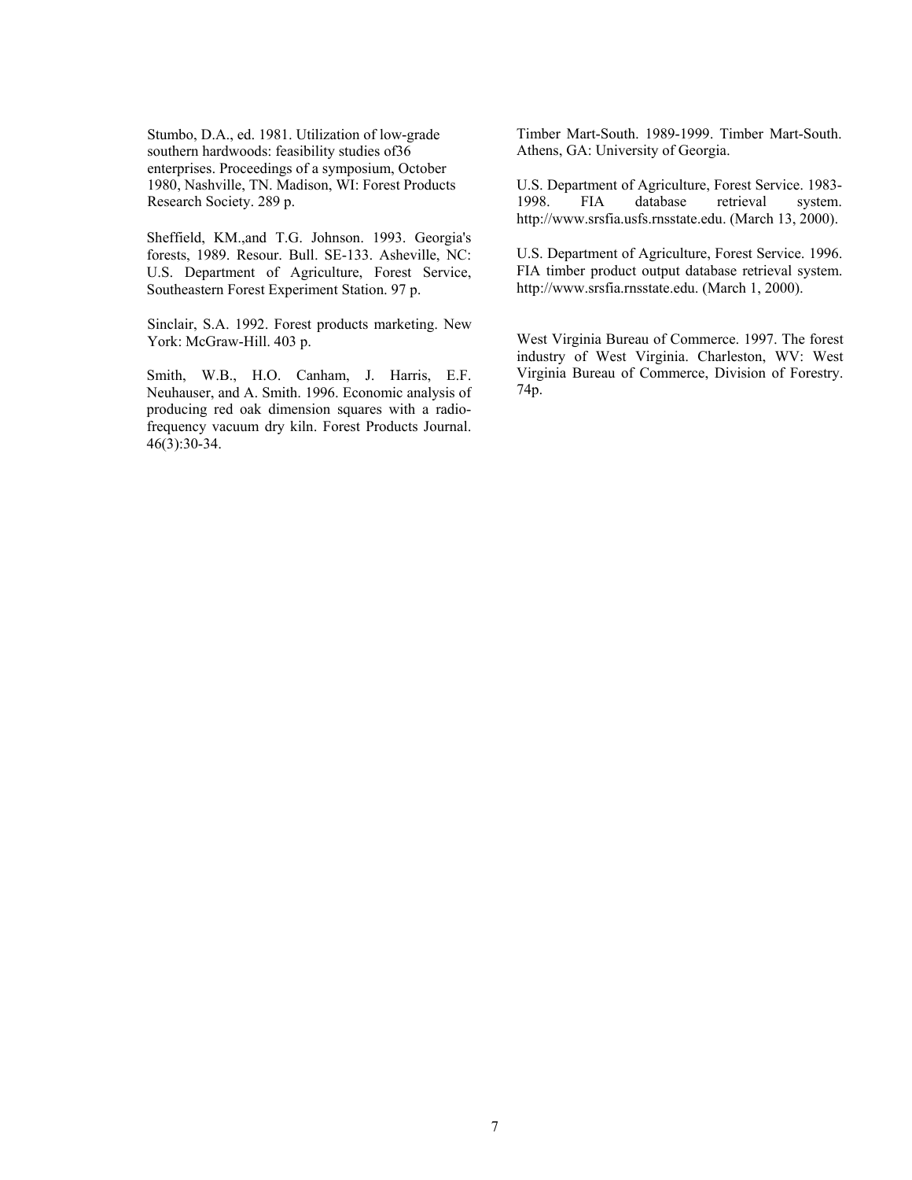Stumbo, D.A., ed. 1981. Utilization of low-grade southern hardwoods: feasibility studies of36 enterprises. Proceedings of a symposium, October 1980, Nashville, TN. Madison, WI: Forest Products Research Society. 289 p.

Sheffield, KM.,and T.G. Johnson. 1993. Georgia's forests, 1989. Resour. Bull. SE-133. Asheville, NC: U.S. Department of Agriculture, Forest Service, Southeastern Forest Experiment Station. 97 p.

Sinclair, S.A. 1992. Forest products marketing. New York: McGraw-Hill. 403 p.

Smith, W.B., H.O. Canham, J. Harris, E.F. Neuhauser, and A. Smith. 1996. Economic analysis of producing red oak dimension squares with a radio-frequency vacuum dry kiln. Forest Products Journal. 46(3):30-34.

Timber Mart-South. 1989-1999. Timber Mart-South. Athens, GA: University of Georgia.

U.S. Department of Agriculture, Forest Service. 1983-1998. FIA database retrieval system. http://www.srsfia.usfs.rnsstate.edu. (March 13, 2000).

U.S. Department of Agriculture, Forest Service. 1996. FIA timber product output database retrieval system. http://www.srsfia.rnsstate.edu. (March 1, 2000).

West Virginia Bureau of Commerce. 1997. The forest industry of West Virginia. Charleston, WV: West Virginia Bureau of Commerce, Division of Forestry. 74p.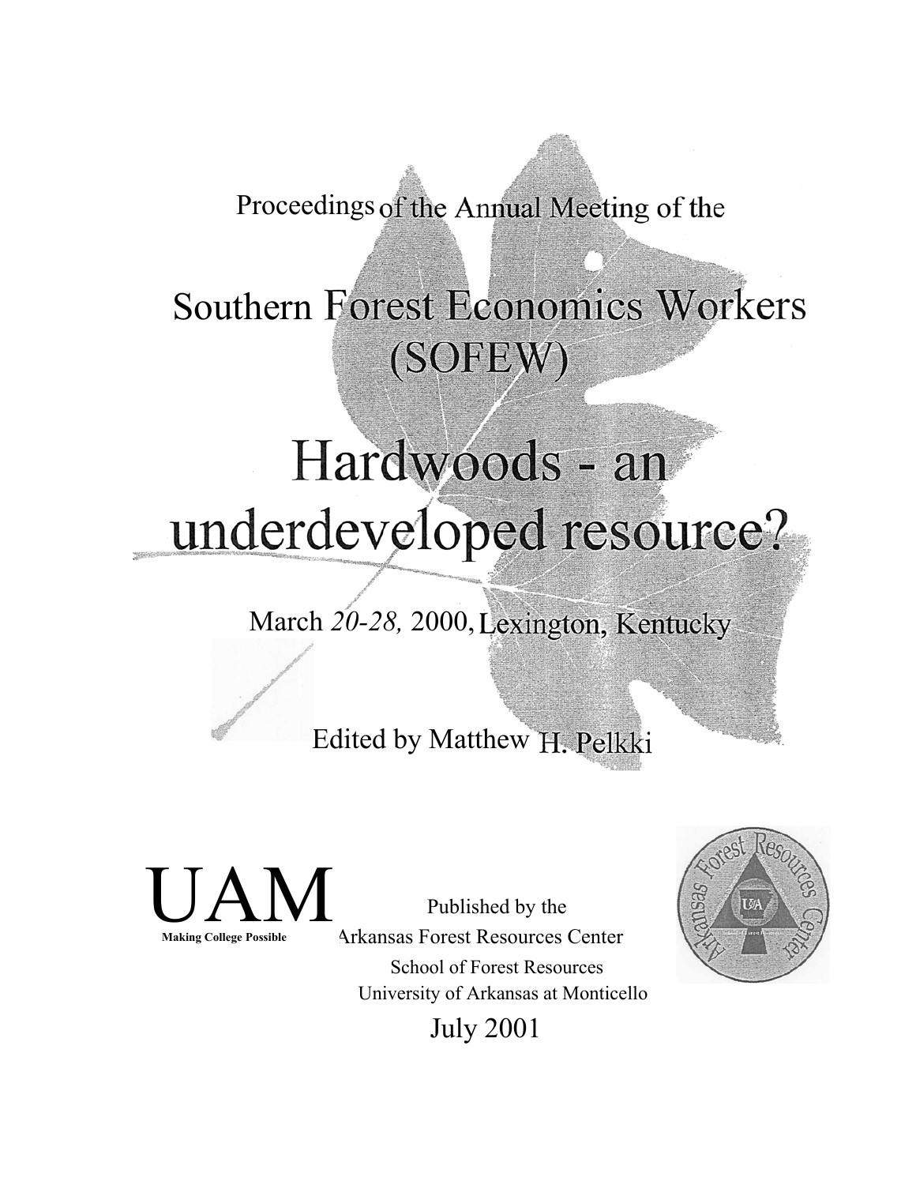Proceedings of the Annual Meeting of the

# Southern Forest Economics Workers (SOFEW)

# Hardwoods - an underdeveloped resource?

March *20-28,* 2000, Lexington, Kentucky

Edited by Matthew H. Pelkki

UAM

**Making College Possible**

Published by the
Arkansas Forest Resources Center
School of Forest Resources
University of Arkansas at Monticello

July 2001